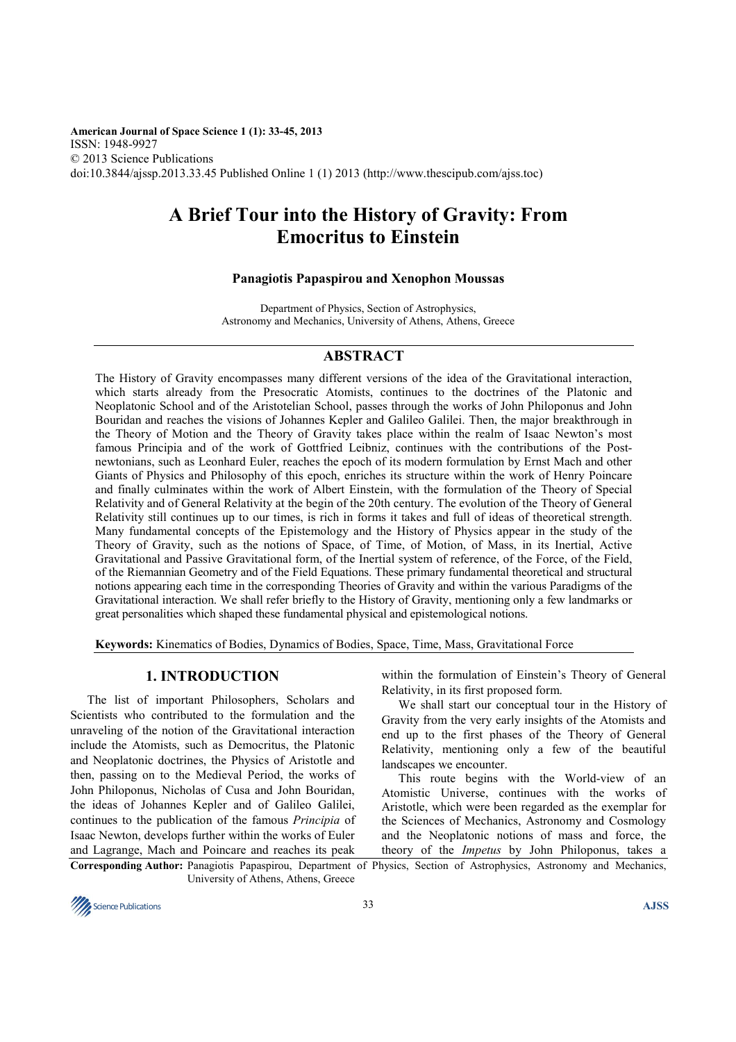American Journal of Space Science 1 (1): 33-45, 2013
ISSN: 1948-9927
© 2013 Science Publications
doi:10.3844/ajssp.2013.33.45 Published Online 1 (1) 2013 (http://www.thescipub.com/ajss.toc)

# A Brief Tour into the History of Gravity: From Emocritus to Einstein

**Panagiotis Papaspirou and Xenophon Moussas**

Department of Physics, Section of Astrophysics,
Astronomy and Mechanics, University of Athens, Athens, Greece

## ABSTRACT

The History of Gravity encompasses many different versions of the idea of the Gravitational interaction, which starts already from the Presocratic Atomists, continues to the doctrines of the Platonic and Neoplatonic School and of the Aristotelian School, passes through the works of John Philoponus and John Bouridan and reaches the visions of Johannes Kepler and Galileo Galilei. Then, the major breakthrough in the Theory of Motion and the Theory of Gravity takes place within the realm of Isaac Newton's most famous Principia and of the work of Gottfried Leibniz, continues with the contributions of the Post-newtonians, such as Leonhard Euler, reaches the epoch of its modern formulation by Ernst Mach and other Giants of Physics and Philosophy of this epoch, enriches its structure within the work of Henry Poincare and finally culminates within the work of Albert Einstein, with the formulation of the Theory of Special Relativity and of General Relativity at the begin of the 20th century. The evolution of the Theory of General Relativity still continues up to our times, is rich in forms it takes and full of ideas of theoretical strength. Many fundamental concepts of the Epistemology and the History of Physics appear in the study of the Theory of Gravity, such as the notions of Space, of Time, of Motion, of Mass, in its Inertial, Active Gravitational and Passive Gravitational form, of the Inertial system of reference, of the Force, of the Field, of the Riemannian Geometry and of the Field Equations. These primary fundamental theoretical and structural notions appearing each time in the corresponding Theories of Gravity and within the various Paradigms of the Gravitational interaction. We shall refer briefly to the History of Gravity, mentioning only a few landmarks or great personalities which shaped these fundamental physical and epistemological notions.

**Keywords:** Kinematics of Bodies, Dynamics of Bodies, Space, Time, Mass, Gravitational Force

## 1. INTRODUCTION

The list of important Philosophers, Scholars and Scientists who contributed to the formulation and the unraveling of the notion of the Gravitational interaction include the Atomists, such as Democritus, the Platonic and Neoplatonic doctrines, the Physics of Aristotle and then, passing on to the Medieval Period, the works of John Philoponus, Nicholas of Cusa and John Bouridan, the ideas of Johannes Kepler and of Galileo Galilei, continues to the publication of the famous *Principia* of Isaac Newton, develops further within the works of Euler and Lagrange, Mach and Poincare and reaches its peak within the formulation of Einstein's Theory of General Relativity, in its first proposed form.

We shall start our conceptual tour in the History of Gravity from the very early insights of the Atomists and end up to the first phases of the Theory of General Relativity, mentioning only a few of the beautiful landscapes we encounter.

This route begins with the World-view of an Atomistic Universe, continues with the works of Aristotle, which were been regarded as the exemplar for the Sciences of Mechanics, Astronomy and Cosmology and the Neoplatonic notions of mass and force, the theory of the *Impetus* by John Philoponus, takes a

**Corresponding Author:** Panagiotis Papaspirou, Department of Physics, Section of Astrophysics, Astronomy and Mechanics, University of Athens, Athens, Greece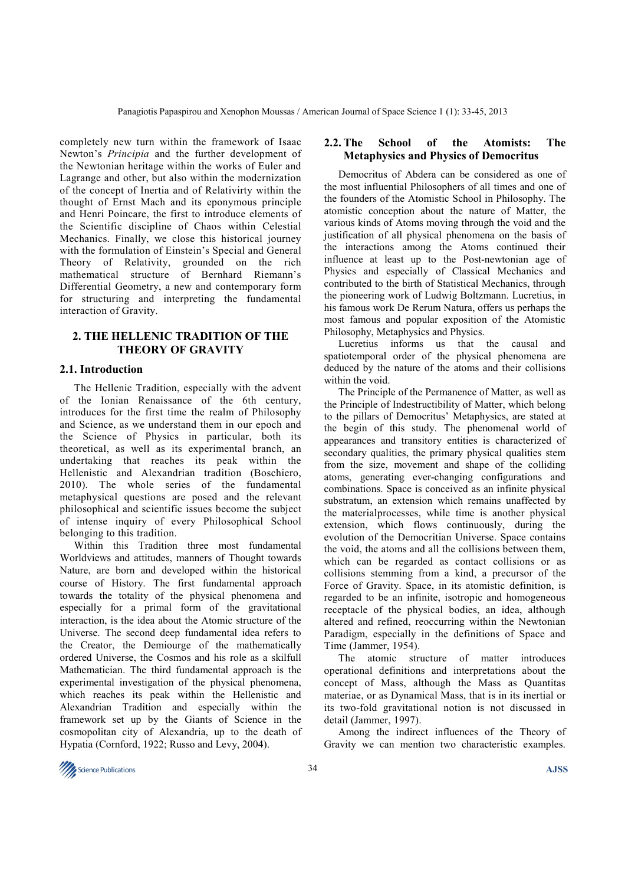completely new turn within the framework of Isaac Newton's *Principia* and the further development of the Newtonian heritage within the works of Euler and Lagrange and other, but also within the modernization of the concept of Inertia and of Relativirty within the thought of Ernst Mach and its eponymous principle and Henri Poincare, the first to introduce elements of the Scientific discipline of Chaos within Celestial Mechanics. Finally, we close this historical journey with the formulation of Einstein's Special and General Theory of Relativity, grounded on the rich mathematical structure of Bernhard Riemann's Differential Geometry, a new and contemporary form for structuring and interpreting the fundamental interaction of Gravity.

## 2. THE HELLENIC TRADITION OF THE THEORY OF GRAVITY

### 2.1. Introduction

The Hellenic Tradition, especially with the advent of the Ionian Renaissance of the 6th century, introduces for the first time the realm of Philosophy and Science, as we understand them in our epoch and the Science of Physics in particular, both its theoretical, as well as its experimental branch, an undertaking that reaches its peak within the Hellenistic and Alexandrian tradition (Boschiero, 2010). The whole series of the fundamental metaphysical questions are posed and the relevant philosophical and scientific issues become the subject of intense inquiry of every Philosophical School belonging to this tradition.

Within this Tradition three most fundamental Worldviews and attitudes, manners of Thought towards Nature, are born and developed within the historical course of History. The first fundamental approach towards the totality of the physical phenomena and especially for a primal form of the gravitational interaction, is the idea about the Atomic structure of the Universe. The second deep fundamental idea refers to the Creator, the Demiourge of the mathematically ordered Universe, the Cosmos and his role as a skilfull Mathematician. The third fundamental approach is the experimental investigation of the physical phenomena, which reaches its peak within the Hellenistic and Alexandrian Tradition and especially within the framework set up by the Giants of Science in the cosmopolitan city of Alexandria, up to the death of Hypatia (Cornford, 1922; Russo and Levy, 2004).

### 2.2. The School of the Atomists: The Metaphysics and Physics of Democritus

Democritus of Abdera can be considered as one of the most influential Philosophers of all times and one of the founders of the Atomistic School in Philosophy. The atomistic conception about the nature of Matter, the various kinds of Atoms moving through the void and the justification of all physical phenomena on the basis of the interactions among the Atoms continued their influence at least up to the Post-newtonian age of Physics and especially of Classical Mechanics and contributed to the birth of Statistical Mechanics, through the pioneering work of Ludwig Boltzmann. Lucretius, in his famous work De Rerum Natura, offers us perhaps the most famous and popular exposition of the Atomistic Philosophy, Metaphysics and Physics.

Lucretius informs us that the causal and spatiotemporal order of the physical phenomena are deduced by the nature of the atoms and their collisions within the void.

The Principle of the Permanence of Matter, as well as the Principle of Indestructibility of Matter, which belong to the pillars of Democritus' Metaphysics, are stated at the begin of this study. The phenomenal world of appearances and transitory entities is characterized of secondary qualities, the primary physical qualities stem from the size, movement and shape of the colliding atoms, generating ever-changing configurations and combinations. Space is conceived as an infinite physical substratum, an extension which remains unaffected by the materialprocesses, while time is another physical extension, which flows continuously, during the evolution of the Democritian Universe. Space contains the void, the atoms and all the collisions between them, which can be regarded as contact collisions or as collisions stemming from a kind, a precursor of the Force of Gravity. Space, in its atomistic definition, is regarded to be an infinite, isotropic and homogeneous receptacle of the physical bodies, an idea, although altered and refined, reoccurring within the Newtonian Paradigm, especially in the definitions of Space and Time (Jammer, 1954).

The atomic structure of matter introduces operational definitions and interpretations about the concept of Mass, although the Mass as Quantitas materiae, or as Dynamical Mass, that is in its inertial or its two-fold gravitational notion is not discussed in detail (Jammer, 1997).

Among the indirect influences of the Theory of Gravity we can mention two characteristic examples.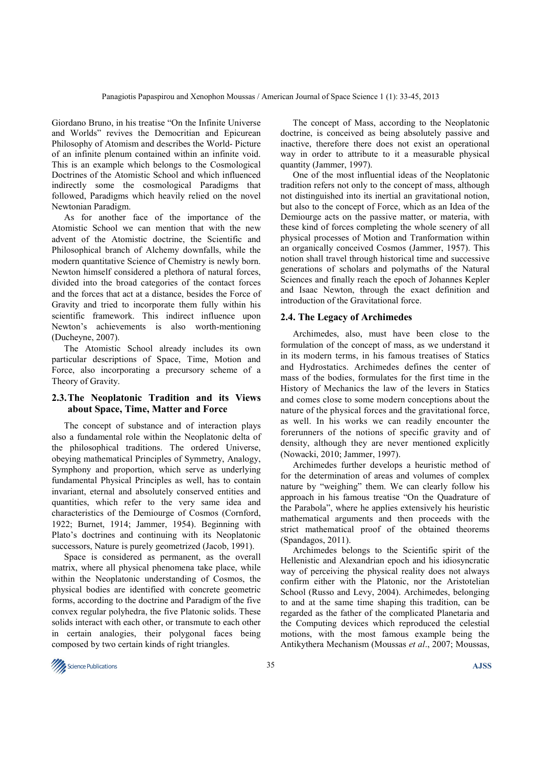Giordano Bruno, in his treatise "On the Infinite Universe and Worlds" revives the Democritian and Epicurean Philosophy of Atomism and describes the World- Picture of an infinite plenum contained within an infinite void. This is an example which belongs to the Cosmological Doctrines of the Atomistic School and which influenced indirectly some the cosmological Paradigms that followed, Paradigms which heavily relied on the novel Newtonian Paradigm.

As for another face of the importance of the Atomistic School we can mention that with the new advent of the Atomistic doctrine, the Scientific and Philosophical branch of Alchemy downfalls, while the modern quantitative Science of Chemistry is newly born. Newton himself considered a plethora of natural forces, divided into the broad categories of the contact forces and the forces that act at a distance, besides the Force of Gravity and tried to incorporate them fully within his scientific framework. This indirect influence upon Newton's achievements is also worth-mentioning (Ducheyne, 2007).

The Atomistic School already includes its own particular descriptions of Space, Time, Motion and Force, also incorporating a precursory scheme of a Theory of Gravity.

### 2.3. The Neoplatonic Tradition and its Views about Space, Time, Matter and Force

The concept of substance and of interaction plays also a fundamental role within the Neoplatonic delta of the philosophical traditions. The ordered Universe, obeying mathematical Principles of Symmetry, Analogy, Symphony and proportion, which serve as underlying fundamental Physical Principles as well, has to contain invariant, eternal and absolutely conserved entities and quantities, which refer to the very same idea and characteristics of the Demiourge of Cosmos (Cornford, 1922; Burnet, 1914; Jammer, 1954). Beginning with Plato's doctrines and continuing with its Neoplatonic successors, Nature is purely geometrized (Jacob, 1991).

Space is considered as permanent, as the overall matrix, where all physical phenomena take place, while within the Neoplatonic understanding of Cosmos, the physical bodies are identified with concrete geometric forms, according to the doctrine and Paradigm of the five convex regular polyhedra, the five Platonic solids. These solids interact with each other, or transmute to each other in certain analogies, their polygonal faces being composed by two certain kinds of right triangles.

The concept of Mass, according to the Neoplatonic doctrine, is conceived as being absolutely passive and inactive, therefore there does not exist an operational way in order to attribute to it a measurable physical quantity (Jammer, 1997).

One of the most influential ideas of the Neoplatonic tradition refers not only to the concept of mass, although not distinguished into its inertial an gravitational notion, but also to the concept of Force, which as an Idea of the Demiourge acts on the passive matter, or materia, with these kind of forces completing the whole scenery of all physical processes of Motion and Tranformation within an organically conceived Cosmos (Jammer, 1957). This notion shall travel through historical time and successive generations of scholars and polymaths of the Natural Sciences and finally reach the epoch of Johannes Kepler and Isaac Newton, through the exact definition and introduction of the Gravitational force.

### 2.4. The Legacy of Archimedes

Archimedes, also, must have been close to the formulation of the concept of mass, as we understand it in its modern terms, in his famous treatises of Statics and Hydrostatics. Archimedes defines the center of mass of the bodies, formulates for the first time in the History of Mechanics the law of the levers in Statics and comes close to some modern conceptions about the nature of the physical forces and the gravitational force, as well. In his works we can readily encounter the forerunners of the notions of specific gravity and of density, although they are never mentioned explicitly (Nowacki, 2010; Jammer, 1997).

Archimedes further develops a heuristic method of for the determination of areas and volumes of complex nature by "weighing" them. We can clearly follow his approach in his famous treatise "On the Quadrature of the Parabola", where he applies extensively his heuristic mathematical arguments and then proceeds with the strict mathematical proof of the obtained theorems (Spandagos, 2011).

Archimedes belongs to the Scientific spirit of the Hellenistic and Alexandrian epoch and his idiosyncratic way of perceiving the physical reality does not always confirm either with the Platonic, nor the Aristotelian School (Russo and Levy, 2004). Archimedes, belonging to and at the same time shaping this tradition, can be regarded as the father of the complicated Planetaria and the Computing devices which reproduced the celestial motions, with the most famous example being the Antikythera Mechanism (Moussas *et al*., 2007; Moussas,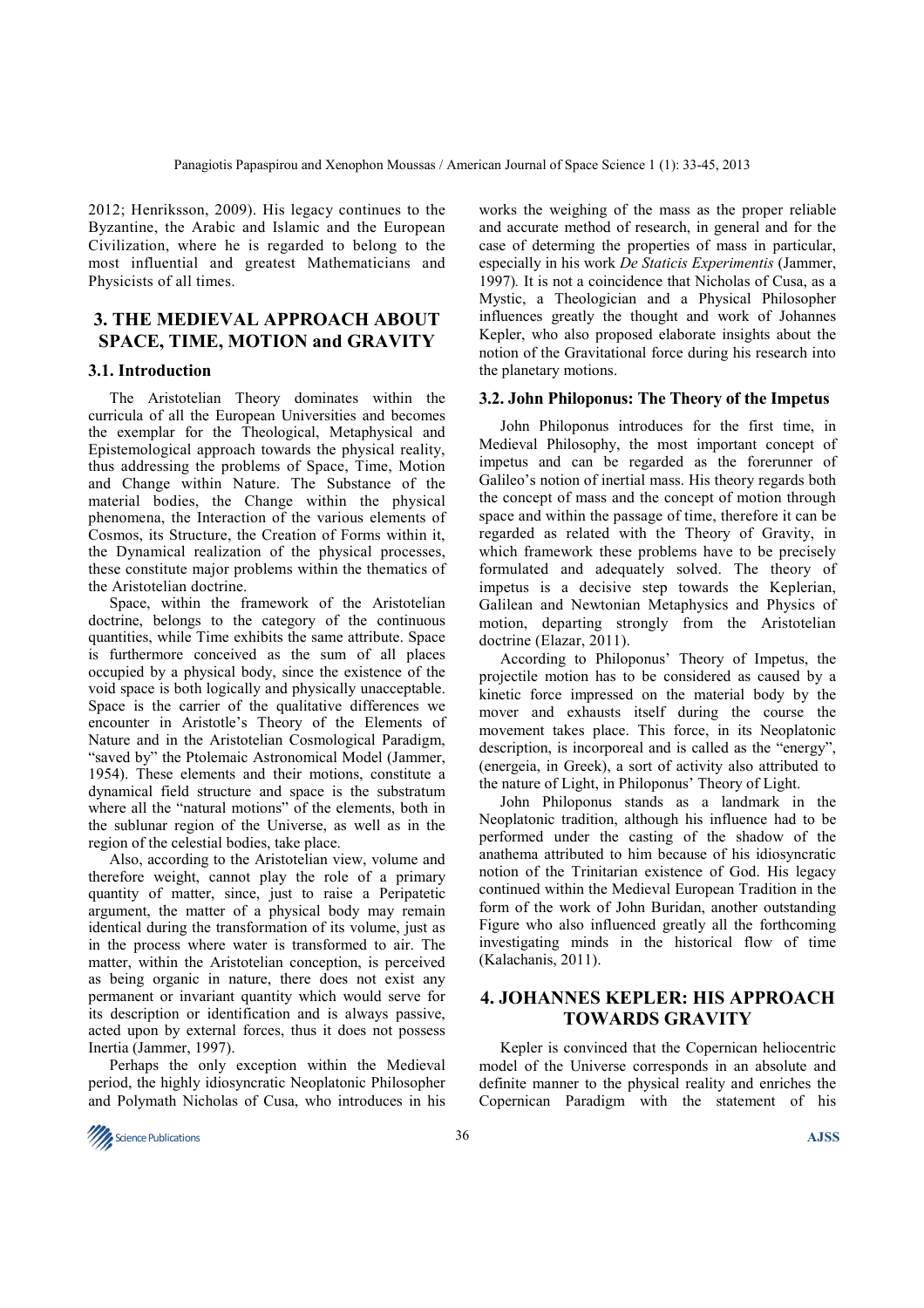2012; Henriksson, 2009). His legacy continues to the Byzantine, the Arabic and Islamic and the European Civilization, where he is regarded to belong to the most influential and greatest Mathematicians and Physicists of all times.

## 3. THE MEDIEVAL APPROACH ABOUT SPACE, TIME, MOTION and GRAVITY

### 3.1. Introduction

The Aristotelian Theory dominates within the curricula of all the European Universities and becomes the exemplar for the Theological, Metaphysical and Epistemological approach towards the physical reality, thus addressing the problems of Space, Time, Motion and Change within Nature. The Substance of the material bodies, the Change within the physical phenomena, the Interaction of the various elements of Cosmos, its Structure, the Creation of Forms within it, the Dynamical realization of the physical processes, these constitute major problems within the thematics of the Aristotelian doctrine.

Space, within the framework of the Aristotelian doctrine, belongs to the category of the continuous quantities, while Time exhibits the same attribute. Space is furthermore conceived as the sum of all places occupied by a physical body, since the existence of the void space is both logically and physically unacceptable. Space is the carrier of the qualitative differences we encounter in Aristotle's Theory of the Elements of Nature and in the Aristotelian Cosmological Paradigm, "saved by" the Ptolemaic Astronomical Model (Jammer, 1954). These elements and their motions, constitute a dynamical field structure and space is the substratum where all the "natural motions" of the elements, both in the sublunar region of the Universe, as well as in the region of the celestial bodies, take place.

Also, according to the Aristotelian view, volume and therefore weight, cannot play the role of a primary quantity of matter, since, just to raise a Peripatetic argument, the matter of a physical body may remain identical during the transformation of its volume, just as in the process where water is transformed to air. The matter, within the Aristotelian conception, is perceived as being organic in nature, there does not exist any permanent or invariant quantity which would serve for its description or identification and is always passive, acted upon by external forces, thus it does not possess Inertia (Jammer, 1997).

Perhaps the only exception within the Medieval period, the highly idiosyncratic Neoplatonic Philosopher and Polymath Nicholas of Cusa, who introduces in his works the weighing of the mass as the proper reliable and accurate method of research, in general and for the case of determing the properties of mass in particular, especially in his work *De Staticis Experimentis* (Jammer, 1997). It is not a coincidence that Nicholas of Cusa, as a Mystic, a Theologician and a Physical Philosopher influences greatly the thought and work of Johannes Kepler, who also proposed elaborate insights about the notion of the Gravitational force during his research into the planetary motions.

### 3.2. John Philoponus: The Theory of the Impetus

John Philoponus introduces for the first time, in Medieval Philosophy, the most important concept of impetus and can be regarded as the forerunner of Galileo's notion of inertial mass. His theory regards both the concept of mass and the concept of motion through space and within the passage of time, therefore it can be regarded as related with the Theory of Gravity, in which framework these problems have to be precisely formulated and adequately solved. The theory of impetus is a decisive step towards the Keplerian, Galilean and Newtonian Metaphysics and Physics of motion, departing strongly from the Aristotelian doctrine (Elazar, 2011).

According to Philoponus' Theory of Impetus, the projectile motion has to be considered as caused by a kinetic force impressed on the material body by the mover and exhausts itself during the course the movement takes place. This force, in its Neoplatonic description, is incorporeal and is called as the "energy", (energeia, in Greek), a sort of activity also attributed to the nature of Light, in Philoponus' Theory of Light.

John Philoponus stands as a landmark in the Neoplatonic tradition, although his influence had to be performed under the casting of the shadow of the anathema attributed to him because of his idiosyncratic notion of the Trinitarian existence of God. His legacy continued within the Medieval European Tradition in the form of the work of John Buridan, another outstanding Figure who also influenced greatly all the forthcoming investigating minds in the historical flow of time (Kalachanis, 2011).

## 4. JOHANNES KEPLER: HIS APPROACH TOWARDS GRAVITY

Kepler is convinced that the Copernican heliocentric model of the Universe corresponds in an absolute and definite manner to the physical reality and enriches the Copernican Paradigm with the statement of his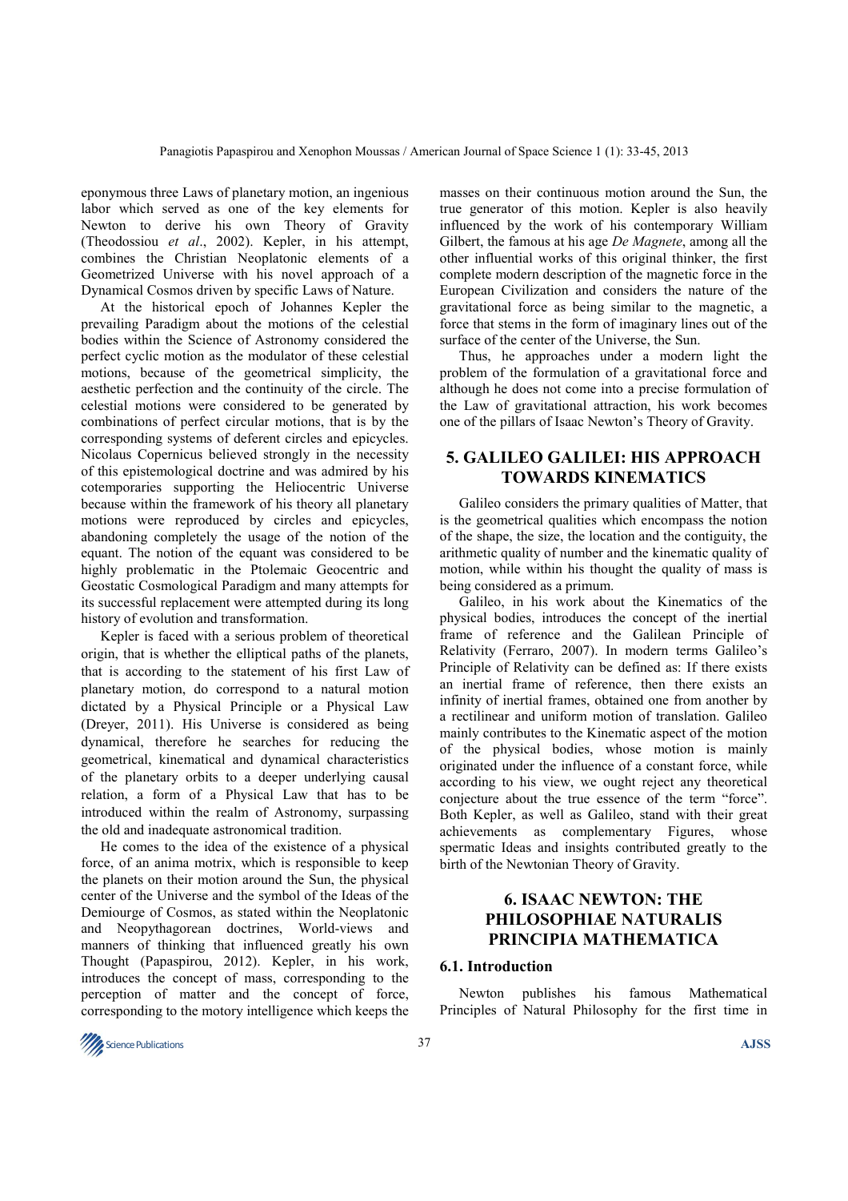eponymous three Laws of planetary motion, an ingenious labor which served as one of the key elements for Newton to derive his own Theory of Gravity (Theodossiou *et al*., 2002). Kepler, in his attempt, combines the Christian Neoplatonic elements of a Geometrized Universe with his novel approach of a Dynamical Cosmos driven by specific Laws of Nature.

At the historical epoch of Johannes Kepler the prevailing Paradigm about the motions of the celestial bodies within the Science of Astronomy considered the perfect cyclic motion as the modulator of these celestial motions, because of the geometrical simplicity, the aesthetic perfection and the continuity of the circle. The celestial motions were considered to be generated by combinations of perfect circular motions, that is by the corresponding systems of deferent circles and epicycles. Nicolaus Copernicus believed strongly in the necessity of this epistemological doctrine and was admired by his cotemporaries supporting the Heliocentric Universe because within the framework of his theory all planetary motions were reproduced by circles and epicycles, abandoning completely the usage of the notion of the equant. The notion of the equant was considered to be highly problematic in the Ptolemaic Geocentric and Geostatic Cosmological Paradigm and many attempts for its successful replacement were attempted during its long history of evolution and transformation.

Kepler is faced with a serious problem of theoretical origin, that is whether the elliptical paths of the planets, that is according to the statement of his first Law of planetary motion, do correspond to a natural motion dictated by a Physical Principle or a Physical Law (Dreyer, 2011). His Universe is considered as being dynamical, therefore he searches for reducing the geometrical, kinematical and dynamical characteristics of the planetary orbits to a deeper underlying causal relation, a form of a Physical Law that has to be introduced within the realm of Astronomy, surpassing the old and inadequate astronomical tradition.

He comes to the idea of the existence of a physical force, of an anima motrix, which is responsible to keep the planets on their motion around the Sun, the physical center of the Universe and the symbol of the Ideas of the Demiourge of Cosmos, as stated within the Neoplatonic and Neopythagorean doctrines, World-views and manners of thinking that influenced greatly his own Thought (Papaspirou, 2012). Kepler, in his work, introduces the concept of mass, corresponding to the perception of matter and the concept of force, corresponding to the motory intelligence which keeps the masses on their continuous motion around the Sun, the true generator of this motion. Kepler is also heavily influenced by the work of his contemporary William Gilbert, the famous at his age *De Magnete*, among all the other influential works of this original thinker, the first complete modern description of the magnetic force in the European Civilization and considers the nature of the gravitational force as being similar to the magnetic, a force that stems in the form of imaginary lines out of the surface of the center of the Universe, the Sun.

Thus, he approaches under a modern light the problem of the formulation of a gravitational force and although he does not come into a precise formulation of the Law of gravitational attraction, his work becomes one of the pillars of Isaac Newton's Theory of Gravity.

## 5. GALILEO GALILEI: HIS APPROACH TOWARDS KINEMATICS

Galileo considers the primary qualities of Matter, that is the geometrical qualities which encompass the notion of the shape, the size, the location and the contiguity, the arithmetic quality of number and the kinematic quality of motion, while within his thought the quality of mass is being considered as a primum.

Galileo, in his work about the Kinematics of the physical bodies, introduces the concept of the inertial frame of reference and the Galilean Principle of Relativity (Ferraro, 2007). In modern terms Galileo's Principle of Relativity can be defined as: If there exists an inertial frame of reference, then there exists an infinity of inertial frames, obtained one from another by a rectilinear and uniform motion of translation. Galileo mainly contributes to the Kinematic aspect of the motion of the physical bodies, whose motion is mainly originated under the influence of a constant force, while according to his view, we ought reject any theoretical conjecture about the true essence of the term "force". Both Kepler, as well as Galileo, stand with their great achievements as complementary Figures, whose spermatic Ideas and insights contributed greatly to the birth of the Newtonian Theory of Gravity.

## 6. ISAAC NEWTON: THE PHILOSOPHIAE NATURALIS PRINCIPIA MATHEMATICA

### 6.1. Introduction

Newton publishes his famous Mathematical Principles of Natural Philosophy for the first time in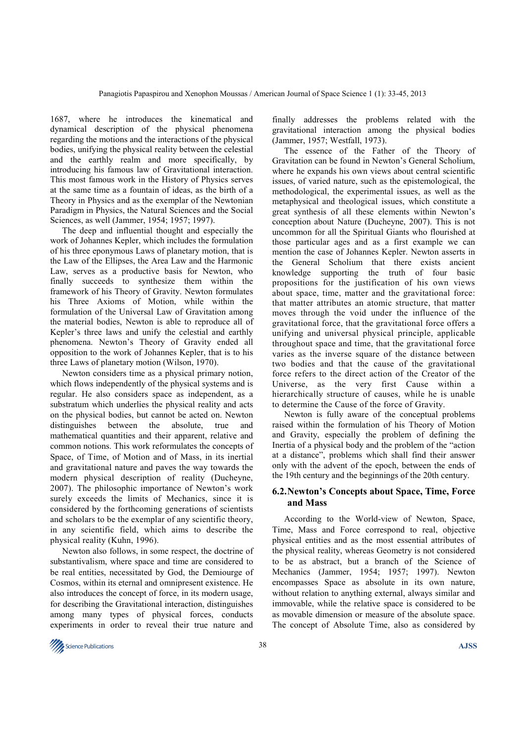1687, where he introduces the kinematical and dynamical description of the physical phenomena regarding the motions and the interactions of the physical bodies, unifying the physical reality between the celestial and the earthly realm and more specifically, by introducing his famous law of Gravitational interaction. This most famous work in the History of Physics serves at the same time as a fountain of ideas, as the birth of a Theory in Physics and as the exemplar of the Newtonian Paradigm in Physics, the Natural Sciences and the Social Sciences, as well (Jammer, 1954; 1957; 1997).

The deep and influential thought and especially the work of Johannes Kepler, which includes the formulation of his three eponymous Laws of planetary motion, that is the Law of the Ellipses, the Area Law and the Harmonic Law, serves as a productive basis for Newton, who finally succeeds to synthesize them within the framework of his Theory of Gravity. Newton formulates his Three Axioms of Motion, while within the formulation of the Universal Law of Gravitation among the material bodies, Newton is able to reproduce all of Kepler's three laws and unify the celestial and earthly phenomena. Newton's Theory of Gravity ended all opposition to the work of Johannes Kepler, that is to his three Laws of planetary motion (Wilson, 1970).

Newton considers time as a physical primary notion, which flows independently of the physical systems and is regular. He also considers space as independent, as a substratum which underlies the physical reality and acts on the physical bodies, but cannot be acted on. Newton distinguishes between the absolute, true and mathematical quantities and their apparent, relative and common notions. This work reformulates the concepts of Space, of Time, of Motion and of Mass, in its inertial and gravitational nature and paves the way towards the modern physical description of reality (Ducheyne, 2007). The philosophic importance of Newton's work surely exceeds the limits of Mechanics, since it is considered by the forthcoming generations of scientists and scholars to be the exemplar of any scientific theory, in any scientific field, which aims to describe the physical reality (Kuhn, 1996).

Newton also follows, in some respect, the doctrine of substantivalism, where space and time are considered to be real entities, necessitated by God, the Demiourge of Cosmos, within its eternal and omnipresent existence. He also introduces the concept of force, in its modern usage, for describing the Gravitational interaction, distinguishes among many types of physical forces, conducts experiments in order to reveal their true nature and finally addresses the problems related with the gravitational interaction among the physical bodies (Jammer, 1957; Westfall, 1973).

The essence of the Father of the Theory of Gravitation can be found in Newton's General Scholium, where he expands his own views about central scientific issues, of varied nature, such as the epistemological, the methodological, the experimental issues, as well as the metaphysical and theological issues, which constitute a great synthesis of all these elements within Newton's conception about Nature (Ducheyne, 2007). This is not uncommon for all the Spiritual Giants who flourished at those particular ages and as a first example we can mention the case of Johannes Kepler. Newton asserts in the General Scholium that there exists ancient knowledge supporting the truth of four basic propositions for the justification of his own views about space, time, matter and the gravitational force: that matter attributes an atomic structure, that matter moves through the void under the influence of the gravitational force, that the gravitational force offers a unifying and universal physical principle, applicable throughout space and time, that the gravitational force varies as the inverse square of the distance between two bodies and that the cause of the gravitational force refers to the direct action of the Creator of the Universe, as the very first Cause within a hierarchically structure of causes, while he is unable to determine the Cause of the force of Gravity.

Newton is fully aware of the conceptual problems raised within the formulation of his Theory of Motion and Gravity, especially the problem of defining the Inertia of a physical body and the problem of the "action at a distance", problems which shall find their answer only with the advent of the epoch, between the ends of the 19th century and the beginnings of the 20th century.

## 6.2. Newton's Concepts about Space, Time, Force and Mass

According to the World-view of Newton, Space, Time, Mass and Force correspond to real, objective physical entities and as the most essential attributes of the physical reality, whereas Geometry is not considered to be as abstract, but a branch of the Science of Mechanics (Jammer, 1954; 1957; 1997). Newton encompasses Space as absolute in its own nature, without relation to anything external, always similar and immovable, while the relative space is considered to be as movable dimension or measure of the absolute space. The concept of Absolute Time, also as considered by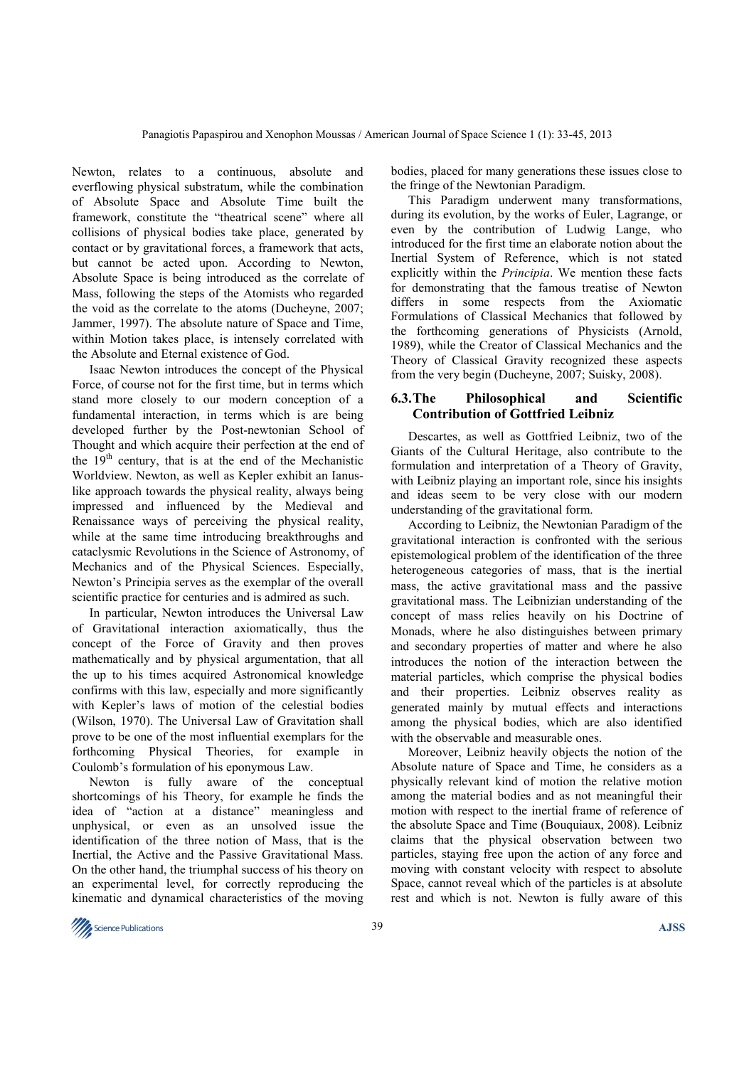Newton, relates to a continuous, absolute and everflowing physical substratum, while the combination of Absolute Space and Absolute Time built the framework, constitute the "theatrical scene" where all collisions of physical bodies take place, generated by contact or by gravitational forces, a framework that acts, but cannot be acted upon. According to Newton, Absolute Space is being introduced as the correlate of Mass, following the steps of the Atomists who regarded the void as the correlate to the atoms (Ducheyne, 2007; Jammer, 1997). The absolute nature of Space and Time, within Motion takes place, is intensely correlated with the Absolute and Eternal existence of God.

Isaac Newton introduces the concept of the Physical Force, of course not for the first time, but in terms which stand more closely to our modern conception of a fundamental interaction, in terms which is are being developed further by the Post-newtonian School of Thought and which acquire their perfection at the end of the 19th century, that is at the end of the Mechanistic Worldview. Newton, as well as Kepler exhibit an Ianus-like approach towards the physical reality, always being impressed and influenced by the Medieval and Renaissance ways of perceiving the physical reality, while at the same time introducing breakthroughs and cataclysmic Revolutions in the Science of Astronomy, of Mechanics and of the Physical Sciences. Especially, Newton's Principia serves as the exemplar of the overall scientific practice for centuries and is admired as such.

In particular, Newton introduces the Universal Law of Gravitational interaction axiomatically, thus the concept of the Force of Gravity and then proves mathematically and by physical argumentation, that all the up to his times acquired Astronomical knowledge confirms with this law, especially and more significantly with Kepler's laws of motion of the celestial bodies (Wilson, 1970). The Universal Law of Gravitation shall prove to be one of the most influential exemplars for the forthcoming Physical Theories, for example in Coulomb's formulation of his eponymous Law.

Newton is fully aware of the conceptual shortcomings of his Theory, for example he finds the idea of "action at a distance" meaningless and unphysical, or even as an unsolved issue the identification of the three notion of Mass, that is the Inertial, the Active and the Passive Gravitational Mass. On the other hand, the triumphal success of his theory on an experimental level, for correctly reproducing the kinematic and dynamical characteristics of the moving bodies, placed for many generations these issues close to the fringe of the Newtonian Paradigm.

This Paradigm underwent many transformations, during its evolution, by the works of Euler, Lagrange, or even by the contribution of Ludwig Lange, who introduced for the first time an elaborate notion about the Inertial System of Reference, which is not stated explicitly within the *Principia*. We mention these facts for demonstrating that the famous treatise of Newton differs in some respects from the Axiomatic Formulations of Classical Mechanics that followed by the forthcoming generations of Physicists (Arnold, 1989), while the Creator of Classical Mechanics and the Theory of Classical Gravity recognized these aspects from the very begin (Ducheyne, 2007; Suisky, 2008).

### 6.3. The Philosophical and Scientific Contribution of Gottfried Leibniz

Descartes, as well as Gottfried Leibniz, two of the Giants of the Cultural Heritage, also contribute to the formulation and interpretation of a Theory of Gravity, with Leibniz playing an important role, since his insights and ideas seem to be very close with our modern understanding of the gravitational form.

According to Leibniz, the Newtonian Paradigm of the gravitational interaction is confronted with the serious epistemological problem of the identification of the three heterogeneous categories of mass, that is the inertial mass, the active gravitational mass and the passive gravitational mass. The Leibnizian understanding of the concept of mass relies heavily on his Doctrine of Monads, where he also distinguishes between primary and secondary properties of matter and where he also introduces the notion of the interaction between the material particles, which comprise the physical bodies and their properties. Leibniz observes reality as generated mainly by mutual effects and interactions among the physical bodies, which are also identified with the observable and measurable ones.

Moreover, Leibniz heavily objects the notion of the Absolute nature of Space and Time, he considers as a physically relevant kind of motion the relative motion among the material bodies and as not meaningful their motion with respect to the inertial frame of reference of the absolute Space and Time (Bouquiaux, 2008). Leibniz claims that the physical observation between two particles, staying free upon the action of any force and moving with constant velocity with respect to absolute Space, cannot reveal which of the particles is at absolute rest and which is not. Newton is fully aware of this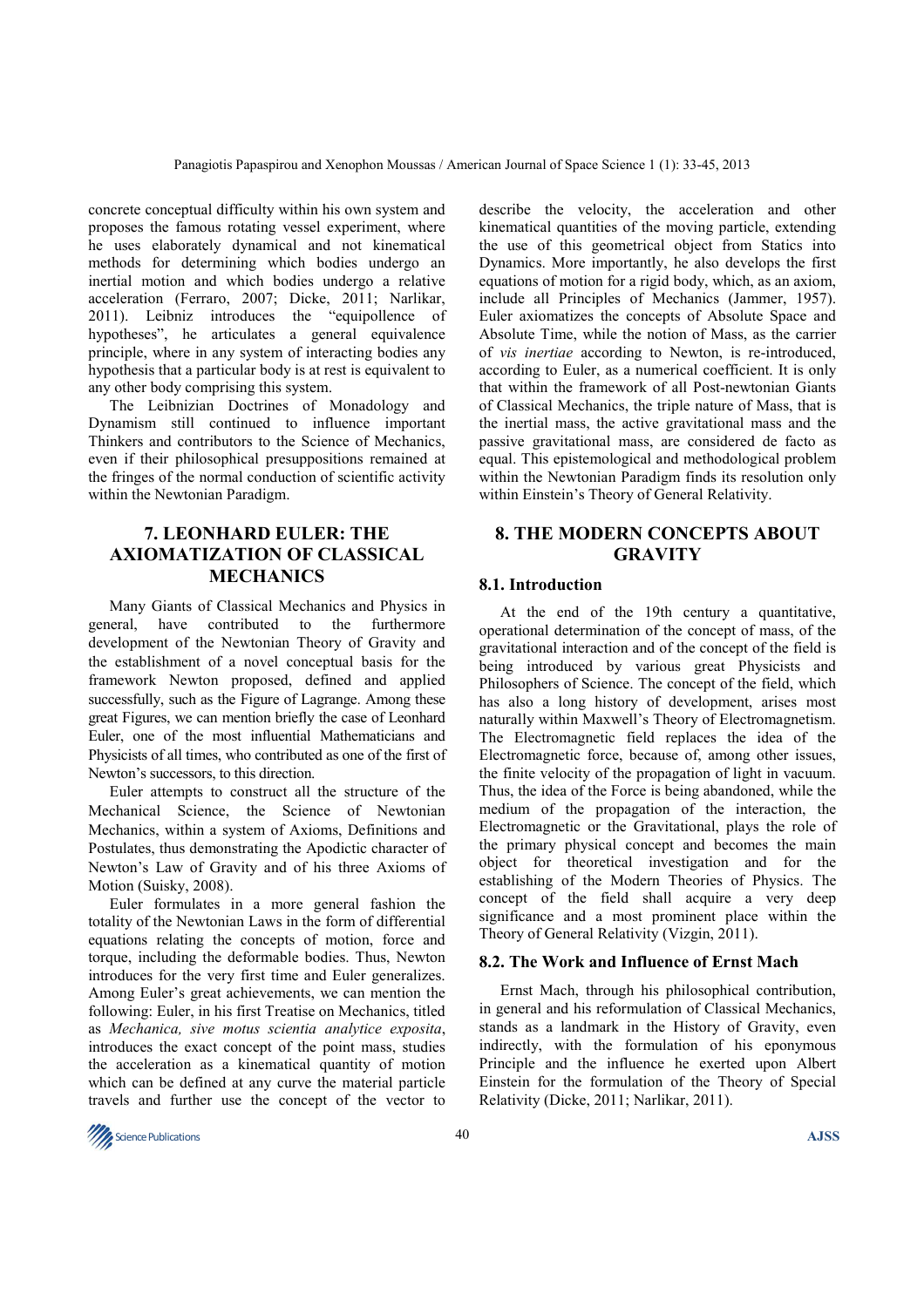concrete conceptual difficulty within his own system and proposes the famous rotating vessel experiment, where he uses elaborately dynamical and not kinematical methods for determining which bodies undergo an inertial motion and which bodies undergo a relative acceleration (Ferraro, 2007; Dicke, 2011; Narlikar, 2011). Leibniz introduces the "equipollence of hypotheses", he articulates a general equivalence principle, where in any system of interacting bodies any hypothesis that a particular body is at rest is equivalent to any other body comprising this system.

The Leibnizian Doctrines of Monadology and Dynamism still continued to influence important Thinkers and contributors to the Science of Mechanics, even if their philosophical presuppositions remained at the fringes of the normal conduction of scientific activity within the Newtonian Paradigm.

## 7. LEONHARD EULER: THE AXIOMATIZATION OF CLASSICAL MECHANICS

Many Giants of Classical Mechanics and Physics in general, have contributed to the furthermore development of the Newtonian Theory of Gravity and the establishment of a novel conceptual basis for the framework Newton proposed, defined and applied successfully, such as the Figure of Lagrange. Among these great Figures, we can mention briefly the case of Leonhard Euler, one of the most influential Mathematicians and Physicists of all times, who contributed as one of the first of Newton's successors, to this direction.

Euler attempts to construct all the structure of the Mechanical Science, the Science of Newtonian Mechanics, within a system of Axioms, Definitions and Postulates, thus demonstrating the Apodictic character of Newton's Law of Gravity and of his three Axioms of Motion (Suisky, 2008).

Euler formulates in a more general fashion the totality of the Newtonian Laws in the form of differential equations relating the concepts of motion, force and torque, including the deformable bodies. Thus, Newton introduces for the very first time and Euler generalizes. Among Euler's great achievements, we can mention the following: Euler, in his first Treatise on Mechanics, titled as *Mechanica, sive motus scientia analytice exposita*, introduces the exact concept of the point mass, studies the acceleration as a kinematical quantity of motion which can be defined at any curve the material particle travels and further use the concept of the vector to describe the velocity, the acceleration and other kinematical quantities of the moving particle, extending the use of this geometrical object from Statics into Dynamics. More importantly, he also develops the first equations of motion for a rigid body, which, as an axiom, include all Principles of Mechanics (Jammer, 1957). Euler axiomatizes the concepts of Absolute Space and Absolute Time, while the notion of Mass, as the carrier of *vis inertiae* according to Newton, is re-introduced, according to Euler, as a numerical coefficient. It is only that within the framework of all Post-newtonian Giants of Classical Mechanics, the triple nature of Mass, that is the inertial mass, the active gravitational mass and the passive gravitational mass, are considered de facto as equal. This epistemological and methodological problem within the Newtonian Paradigm finds its resolution only within Einstein's Theory of General Relativity.

## 8. THE MODERN CONCEPTS ABOUT GRAVITY

### 8.1. Introduction

At the end of the 19th century a quantitative, operational determination of the concept of mass, of the gravitational interaction and of the concept of the field is being introduced by various great Physicists and Philosophers of Science. The concept of the field, which has also a long history of development, arises most naturally within Maxwell's Theory of Electromagnetism. The Electromagnetic field replaces the idea of the Electromagnetic force, because of, among other issues, the finite velocity of the propagation of light in vacuum. Thus, the idea of the Force is being abandoned, while the medium of the propagation of the interaction, the Electromagnetic or the Gravitational, plays the role of the primary physical concept and becomes the main object for theoretical investigation and for the establishing of the Modern Theories of Physics. The concept of the field shall acquire a very deep significance and a most prominent place within the Theory of General Relativity (Vizgin, 2011).

### 8.2. The Work and Influence of Ernst Mach

Ernst Mach, through his philosophical contribution, in general and his reformulation of Classical Mechanics, stands as a landmark in the History of Gravity, even indirectly, with the formulation of his eponymous Principle and the influence he exerted upon Albert Einstein for the formulation of the Theory of Special Relativity (Dicke, 2011; Narlikar, 2011).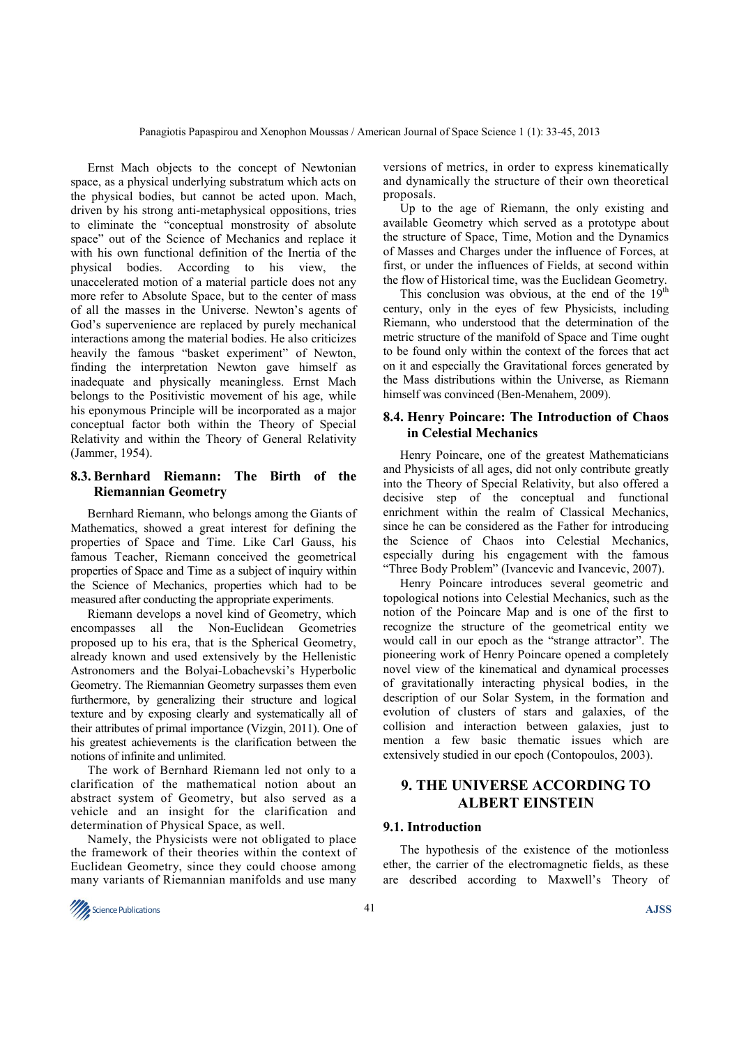Ernst Mach objects to the concept of Newtonian space, as a physical underlying substratum which acts on the physical bodies, but cannot be acted upon. Mach, driven by his strong anti-metaphysical oppositions, tries to eliminate the "conceptual monstrosity of absolute space" out of the Science of Mechanics and replace it with his own functional definition of the Inertia of the physical bodies. According to his view, the unaccelerated motion of a material particle does not any more refer to Absolute Space, but to the center of mass of all the masses in the Universe. Newton's agents of God's supervenience are replaced by purely mechanical interactions among the material bodies. He also criticizes heavily the famous "basket experiment" of Newton, finding the interpretation Newton gave himself as inadequate and physically meaningless. Ernst Mach belongs to the Positivistic movement of his age, while his eponymous Principle will be incorporated as a major conceptual factor both within the Theory of Special Relativity and within the Theory of General Relativity (Jammer, 1954).

### 8.3. Bernhard Riemann: The Birth of the Riemannian Geometry

Bernhard Riemann, who belongs among the Giants of Mathematics, showed a great interest for defining the properties of Space and Time. Like Carl Gauss, his famous Teacher, Riemann conceived the geometrical properties of Space and Time as a subject of inquiry within the Science of Mechanics, properties which had to be measured after conducting the appropriate experiments.

Riemann develops a novel kind of Geometry, which encompasses all the Non-Euclidean Geometries proposed up to his era, that is the Spherical Geometry, already known and used extensively by the Hellenistic Astronomers and the Bolyai-Lobachevski's Hyperbolic Geometry. The Riemannian Geometry surpasses them even furthermore, by generalizing their structure and logical texture and by exposing clearly and systematically all of their attributes of primal importance (Vizgin, 2011). One of his greatest achievements is the clarification between the notions of infinite and unlimited.

The work of Bernhard Riemann led not only to a clarification of the mathematical notion about an abstract system of Geometry, but also served as a vehicle and an insight for the clarification and determination of Physical Space, as well.

Namely, the Physicists were not obligated to place the framework of their theories within the context of Euclidean Geometry, since they could choose among many variants of Riemannian manifolds and use many versions of metrics, in order to express kinematically and dynamically the structure of their own theoretical proposals.

Up to the age of Riemann, the only existing and available Geometry which served as a prototype about the structure of Space, Time, Motion and the Dynamics of Masses and Charges under the influence of Forces, at first, or under the influences of Fields, at second within the flow of Historical time, was the Euclidean Geometry.

This conclusion was obvious, at the end of the $19^{th}$ century, only in the eyes of few Physicists, including Riemann, who understood that the determination of the metric structure of the manifold of Space and Time ought to be found only within the context of the forces that act on it and especially the Gravitational forces generated by the Mass distributions within the Universe, as Riemann himself was convinced (Ben-Menahem, 2009).

### 8.4. Henry Poincare: The Introduction of Chaos in Celestial Mechanics

Henry Poincare, one of the greatest Mathematicians and Physicists of all ages, did not only contribute greatly into the Theory of Special Relativity, but also offered a decisive step of the conceptual and functional enrichment within the realm of Classical Mechanics, since he can be considered as the Father for introducing the Science of Chaos into Celestial Mechanics, especially during his engagement with the famous "Three Body Problem" (Ivancevic and Ivancevic, 2007).

Henry Poincare introduces several geometric and topological notions into Celestial Mechanics, such as the notion of the Poincare Map and is one of the first to recognize the structure of the geometrical entity we would call in our epoch as the "strange attractor". The pioneering work of Henry Poincare opened a completely novel view of the kinematical and dynamical processes of gravitationally interacting physical bodies, in the description of our Solar System, in the formation and evolution of clusters of stars and galaxies, of the collision and interaction between galaxies, just to mention a few basic thematic issues which are extensively studied in our epoch (Contopoulos, 2003).

## 9. THE UNIVERSE ACCORDING TO ALBERT EINSTEIN

### 9.1. Introduction

The hypothesis of the existence of the motionless ether, the carrier of the electromagnetic fields, as these are described according to Maxwell's Theory of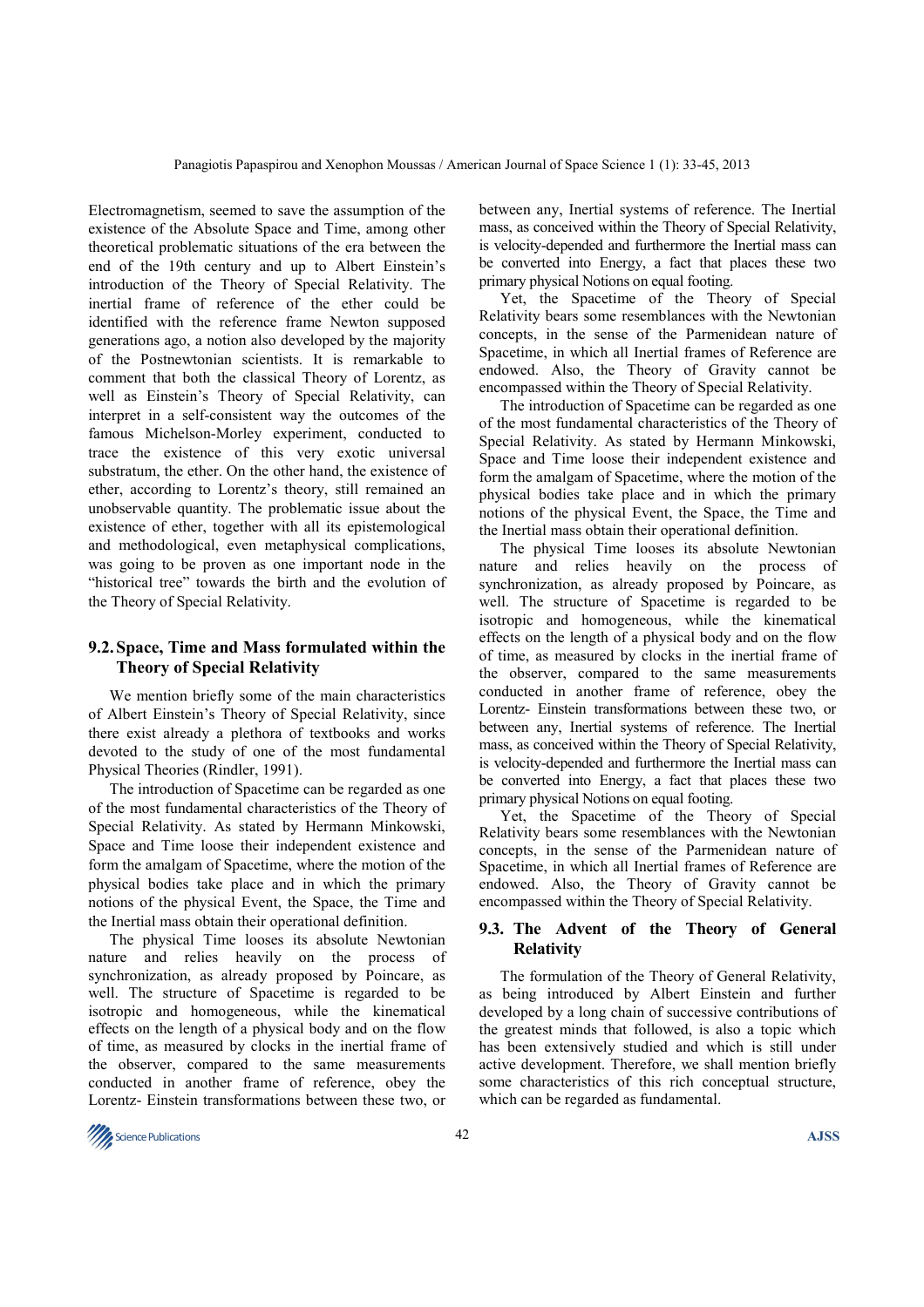Electromagnetism, seemed to save the assumption of the existence of the Absolute Space and Time, among other theoretical problematic situations of the era between the end of the 19th century and up to Albert Einstein's introduction of the Theory of Special Relativity. The inertial frame of reference of the ether could be identified with the reference frame Newton supposed generations ago, a notion also developed by the majority of the Postnewtonian scientists. It is remarkable to comment that both the classical Theory of Lorentz, as well as Einstein's Theory of Special Relativity, can interpret in a self-consistent way the outcomes of the famous Michelson-Morley experiment, conducted to trace the existence of this very exotic universal substratum, the ether. On the other hand, the existence of ether, according to Lorentz's theory, still remained an unobservable quantity. The problematic issue about the existence of ether, together with all its epistemological and methodological, even metaphysical complications, was going to be proven as one important node in the "historical tree" towards the birth and the evolution of the Theory of Special Relativity.

## 9.2. Space, Time and Mass formulated within the Theory of Special Relativity

We mention briefly some of the main characteristics of Albert Einstein's Theory of Special Relativity, since there exist already a plethora of textbooks and works devoted to the study of one of the most fundamental Physical Theories (Rindler, 1991).

The introduction of Spacetime can be regarded as one of the most fundamental characteristics of the Theory of Special Relativity. As stated by Hermann Minkowski, Space and Time loose their independent existence and form the amalgam of Spacetime, where the motion of the physical bodies take place and in which the primary notions of the physical Event, the Space, the Time and the Inertial mass obtain their operational definition.

The physical Time looses its absolute Newtonian nature and relies heavily on the process of synchronization, as already proposed by Poincare, as well. The structure of Spacetime is regarded to be isotropic and homogeneous, while the kinematical effects on the length of a physical body and on the flow of time, as measured by clocks in the inertial frame of the observer, compared to the same measurements conducted in another frame of reference, obey the Lorentz- Einstein transformations between these two, or between any, Inertial systems of reference. The Inertial mass, as conceived within the Theory of Special Relativity, is velocity-depended and furthermore the Inertial mass can be converted into Energy, a fact that places these two primary physical Notions on equal footing.

Yet, the Spacetime of the Theory of Special Relativity bears some resemblances with the Newtonian concepts, in the sense of the Parmenidean nature of Spacetime, in which all Inertial frames of Reference are endowed. Also, the Theory of Gravity cannot be encompassed within the Theory of Special Relativity.

The introduction of Spacetime can be regarded as one of the most fundamental characteristics of the Theory of Special Relativity. As stated by Hermann Minkowski, Space and Time loose their independent existence and form the amalgam of Spacetime, where the motion of the physical bodies take place and in which the primary notions of the physical Event, the Space, the Time and the Inertial mass obtain their operational definition.

The physical Time looses its absolute Newtonian nature and relies heavily on the process of synchronization, as already proposed by Poincare, as well. The structure of Spacetime is regarded to be isotropic and homogeneous, while the kinematical effects on the length of a physical body and on the flow of time, as measured by clocks in the inertial frame of the observer, compared to the same measurements conducted in another frame of reference, obey the Lorentz- Einstein transformations between these two, or between any, Inertial systems of reference. The Inertial mass, as conceived within the Theory of Special Relativity, is velocity-depended and furthermore the Inertial mass can be converted into Energy, a fact that places these two primary physical Notions on equal footing.

Yet, the Spacetime of the Theory of Special Relativity bears some resemblances with the Newtonian concepts, in the sense of the Parmenidean nature of Spacetime, in which all Inertial frames of Reference are endowed. Also, the Theory of Gravity cannot be encompassed within the Theory of Special Relativity.

## 9.3. The Advent of the Theory of General Relativity

The formulation of the Theory of General Relativity, as being introduced by Albert Einstein and further developed by a long chain of successive contributions of the greatest minds that followed, is also a topic which has been extensively studied and which is still under active development. Therefore, we shall mention briefly some characteristics of this rich conceptual structure, which can be regarded as fundamental.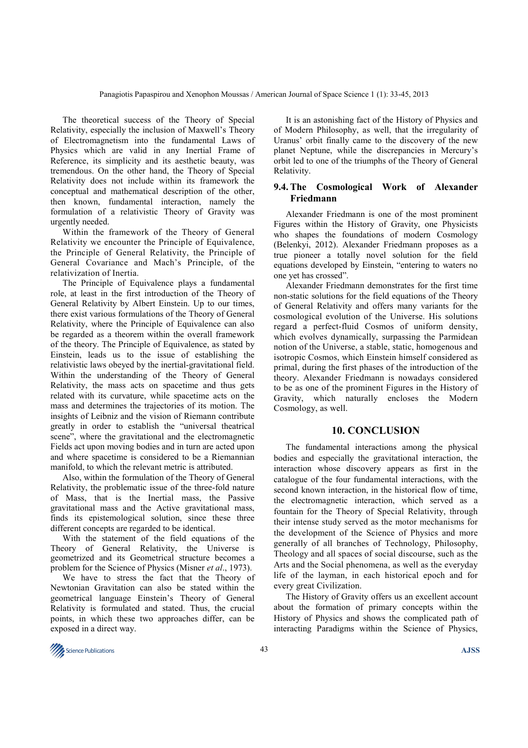The theoretical success of the Theory of Special Relativity, especially the inclusion of Maxwell's Theory of Electromagnetism into the fundamental Laws of Physics which are valid in any Inertial Frame of Reference, its simplicity and its aesthetic beauty, was tremendous. On the other hand, the Theory of Special Relativity does not include within its framework the conceptual and mathematical description of the other, then known, fundamental interaction, namely the formulation of a relativistic Theory of Gravity was urgently needed.

Within the framework of the Theory of General Relativity we encounter the Principle of Equivalence, the Principle of General Relativity, the Principle of General Covariance and Mach's Principle, of the relativization of Inertia.

The Principle of Equivalence plays a fundamental role, at least in the first introduction of the Theory of General Relativity by Albert Einstein. Up to our times, there exist various formulations of the Theory of General Relativity, where the Principle of Equivalence can also be regarded as a theorem within the overall framework of the theory. The Principle of Equivalence, as stated by Einstein, leads us to the issue of establishing the relativistic laws obeyed by the inertial-gravitational field. Within the understanding of the Theory of General Relativity, the mass acts on spacetime and thus gets related with its curvature, while spacetime acts on the mass and determines the trajectories of its motion. The insights of Leibniz and the vision of Riemann contribute greatly in order to establish the "universal theatrical scene", where the gravitational and the electromagnetic Fields act upon moving bodies and in turn are acted upon and where spacetime is considered to be a Riemannian manifold, to which the relevant metric is attributed.

Also, within the formulation of the Theory of General Relativity, the problematic issue of the three-fold nature of Mass, that is the Inertial mass, the Passive gravitational mass and the Active gravitational mass, finds its epistemological solution, since these three different concepts are regarded to be identical.

With the statement of the field equations of the Theory of General Relativity, the Universe is geometrized and its Geometrical structure becomes a problem for the Science of Physics (Misner *et al*., 1973).

We have to stress the fact that the Theory of Newtonian Gravitation can also be stated within the geometrical language Einstein's Theory of General Relativity is formulated and stated. Thus, the crucial points, in which these two approaches differ, can be exposed in a direct way.

It is an astonishing fact of the History of Physics and of Modern Philosophy, as well, that the irregularity of Uranus' orbit finally came to the discovery of the new planet Neptune, while the discrepancies in Mercury's orbit led to one of the triumphs of the Theory of General Relativity.

### 9.4. The Cosmological Work of Alexander Friedmann

Alexander Friedmann is one of the most prominent Figures within the History of Gravity, one Physicists who shapes the foundations of modern Cosmology (Belenkyi, 2012). Alexander Friedmann proposes as a true pioneer a totally novel solution for the field equations developed by Einstein, "entering to waters no one yet has crossed".

Alexander Friedmann demonstrates for the first time non-static solutions for the field equations of the Theory of General Relativity and offers many variants for the cosmological evolution of the Universe. His solutions regard a perfect-fluid Cosmos of uniform density, which evolves dynamically, surpassing the Parmidean notion of the Universe, a stable, static, homogenous and isotropic Cosmos, which Einstein himself considered as primal, during the first phases of the introduction of the theory. Alexander Friedmann is nowadays considered to be as one of the prominent Figures in the History of Gravity, which naturally encloses the Modern Cosmology, as well.

## 10. CONCLUSION

The fundamental interactions among the physical bodies and especially the gravitational interaction, the interaction whose discovery appears as first in the catalogue of the four fundamental interactions, with the second known interaction, in the historical flow of time, the electromagnetic interaction, which served as a fountain for the Theory of Special Relativity, through their intense study served as the motor mechanisms for the development of the Science of Physics and more generally of all branches of Technology, Philosophy, Theology and all spaces of social discourse, such as the Arts and the Social phenomena, as well as the everyday life of the layman, in each historical epoch and for every great Civilization.

The History of Gravity offers us an excellent account about the formation of primary concepts within the History of Physics and shows the complicated path of interacting Paradigms within the Science of Physics,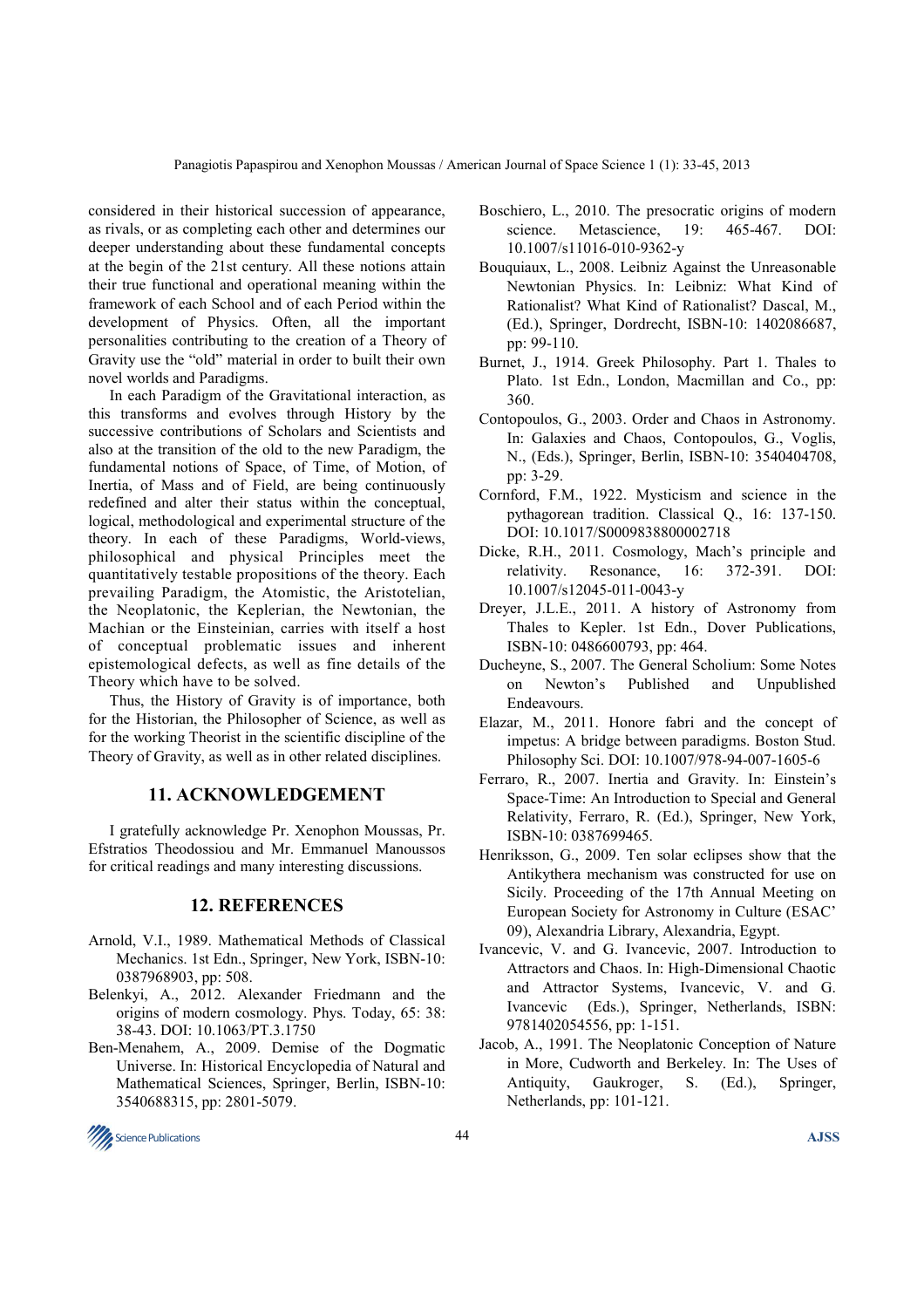considered in their historical succession of appearance, as rivals, or as completing each other and determines our deeper understanding about these fundamental concepts at the begin of the 21st century. All these notions attain their true functional and operational meaning within the framework of each School and of each Period within the development of Physics. Often, all the important personalities contributing to the creation of a Theory of Gravity use the "old" material in order to built their own novel worlds and Paradigms.

In each Paradigm of the Gravitational interaction, as this transforms and evolves through History by the successive contributions of Scholars and Scientists and also at the transition of the old to the new Paradigm, the fundamental notions of Space, of Time, of Motion, of Inertia, of Mass and of Field, are being continuously redefined and alter their status within the conceptual, logical, methodological and experimental structure of the theory. In each of these Paradigms, World-views, philosophical and physical Principles meet the quantitatively testable propositions of the theory. Each prevailing Paradigm, the Atomistic, the Aristotelian, the Neoplatonic, the Keplerian, the Newtonian, the Machian or the Einsteinian, carries with itself a host of conceptual problematic issues and inherent epistemological defects, as well as fine details of the Theory which have to be solved.

Thus, the History of Gravity is of importance, both for the Historian, the Philosopher of Science, as well as for the working Theorist in the scientific discipline of the Theory of Gravity, as well as in other related disciplines.

## 11. ACKNOWLEDGEMENT

I gratefully acknowledge Pr. Xenophon Moussas, Pr. Efstratios Theodossiou and Mr. Emmanuel Manoussos for critical readings and many interesting discussions.

## 12. REFERENCES

Arnold, V.I., 1989. Mathematical Methods of Classical Mechanics. 1st Edn., Springer, New York, ISBN-10: 0387968903, pp: 508.

Belenkyi, A., 2012. Alexander Friedmann and the origins of modern cosmology. Phys. Today, 65: 38: 38-43. DOI: 10.1063/PT.3.1750

Ben-Menahem, A., 2009. Demise of the Dogmatic Universe. In: Historical Encyclopedia of Natural and Mathematical Sciences, Springer, Berlin, ISBN-10: 3540688315, pp: 2801-5079.

Boschiero, L., 2010. The presocratic origins of modern science. Metascience, 19: 465-467. DOI: 10.1007/s11016-010-9362-y

Bouquiaux, L., 2008. Leibniz Against the Unreasonable Newtonian Physics. In: Leibniz: What Kind of Rationalist? What Kind of Rationalist? Dascal, M., (Ed.), Springer, Dordrecht, ISBN-10: 1402086687, pp: 99-110.

Burnet, J., 1914. Greek Philosophy. Part 1. Thales to Plato. 1st Edn., London, Macmillan and Co., pp: 360.

Contopoulos, G., 2003. Order and Chaos in Astronomy. In: Galaxies and Chaos, Contopoulos, G., Voglis, N., (Eds.), Springer, Berlin, ISBN-10: 3540404708, pp: 3-29.

Cornford, F.M., 1922. Mysticism and science in the pythagorean tradition. Classical Q., 16: 137-150. DOI: 10.1017/S0009838800002718

Dicke, R.H., 2011. Cosmology, Mach's principle and relativity. Resonance, 16: 372-391. DOI: 10.1007/s12045-011-0043-y

Dreyer, J.L.E., 2011. A history of Astronomy from Thales to Kepler. 1st Edn., Dover Publications, ISBN-10: 0486600793, pp: 464.

Ducheyne, S., 2007. The General Scholium: Some Notes on Newton's Published and Unpublished Endeavours.

Elazar, M., 2011. Honore fabri and the concept of impetus: A bridge between paradigms. Boston Stud. Philosophy Sci. DOI: 10.1007/978-94-007-1605-6

Ferraro, R., 2007. Inertia and Gravity. In: Einstein's Space-Time: An Introduction to Special and General Relativity, Ferraro, R. (Ed.), Springer, New York, ISBN-10: 0387699465.

Henriksson, G., 2009. Ten solar eclipses show that the Antikythera mechanism was constructed for use on Sicily. Proceeding of the 17th Annual Meeting on European Society for Astronomy in Culture (ESAC' 09), Alexandria Library, Alexandria, Egypt.

Ivancevic, V. and G. Ivancevic, 2007. Introduction to Attractors and Chaos. In: High-Dimensional Chaotic and Attractor Systems, Ivancevic, V. and G. Ivancevic (Eds.), Springer, Netherlands, ISBN: 9781402054556, pp: 1-151.

Jacob, A., 1991. The Neoplatonic Conception of Nature in More, Cudworth and Berkeley. In: The Uses of Antiquity, Gaukroger, S. (Ed.), Springer, Netherlands, pp: 101-121.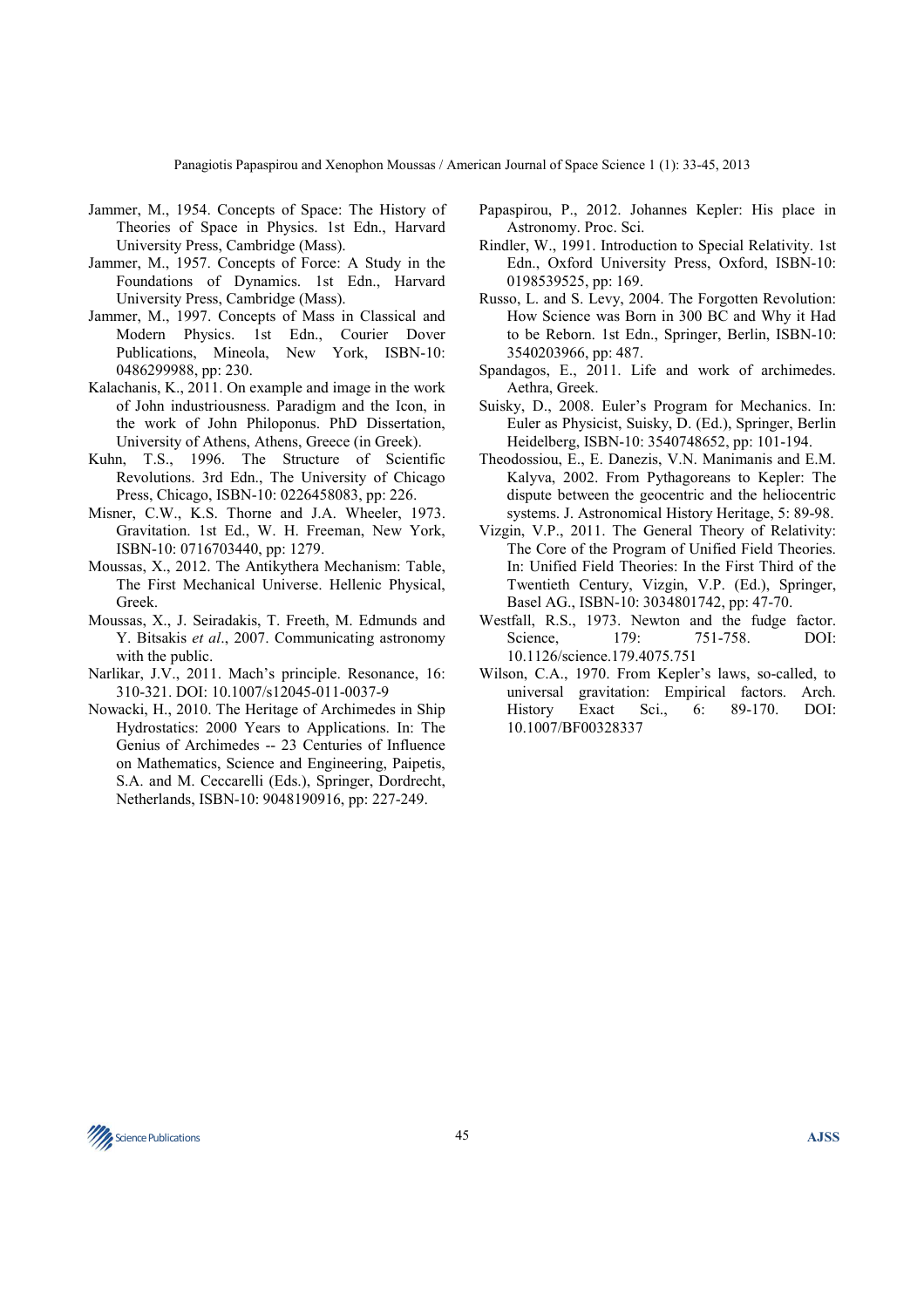Jammer, M., 1954. Concepts of Space: The History of Theories of Space in Physics. 1st Edn., Harvard University Press, Cambridge (Mass).

Jammer, M., 1957. Concepts of Force: A Study in the Foundations of Dynamics. 1st Edn., Harvard University Press, Cambridge (Mass).

Jammer, M., 1997. Concepts of Mass in Classical and Modern Physics. 1st Edn., Courier Dover Publications, Mineola, New York, ISBN-10: 0486299988, pp: 230.

Kalachanis, K., 2011. On example and image in the work of John industriousness. Paradigm and the Icon, in the work of John Philoponus. PhD Dissertation, University of Athens, Athens, Greece (in Greek).

Kuhn, T.S., 1996. The Structure of Scientific Revolutions. 3rd Edn., The University of Chicago Press, Chicago, ISBN-10: 0226458083, pp: 226.

Misner, C.W., K.S. Thorne and J.A. Wheeler, 1973. Gravitation. 1st Ed., W. H. Freeman, New York, ISBN-10: 0716703440, pp: 1279.

Moussas, X., 2012. The Antikythera Mechanism: Table, The First Mechanical Universe. Hellenic Physical, Greek.

Moussas, X., J. Seiradakis, T. Freeth, M. Edmunds and Y. Bitsakis *et al*., 2007. Communicating astronomy with the public.

Narlikar, J.V., 2011. Mach's principle. Resonance, 16: 310-321. DOI: 10.1007/s12045-011-0037-9

Nowacki, H., 2010. The Heritage of Archimedes in Ship Hydrostatics: 2000 Years to Applications. In: The Genius of Archimedes -- 23 Centuries of Influence on Mathematics, Science and Engineering, Paipetis, S.A. and M. Ceccarelli (Eds.), Springer, Dordrecht, Netherlands, ISBN-10: 9048190916, pp: 227-249.

Papaspirou, P., 2012. Johannes Kepler: His place in Astronomy. Proc. Sci.

Rindler, W., 1991. Introduction to Special Relativity. 1st Edn., Oxford University Press, Oxford, ISBN-10: 0198539525, pp: 169.

Russo, L. and S. Levy, 2004. The Forgotten Revolution: How Science was Born in 300 BC and Why it Had to be Reborn. 1st Edn., Springer, Berlin, ISBN-10: 3540203966, pp: 487.

Spandagos, E., 2011. Life and work of archimedes. Aethra, Greek.

Suisky, D., 2008. Euler's Program for Mechanics. In: Euler as Physicist, Suisky, D. (Ed.), Springer, Berlin Heidelberg, ISBN-10: 3540748652, pp: 101-194.

Theodossiou, E., E. Danezis, V.N. Manimanis and E.M. Kalyva, 2002. From Pythagoreans to Kepler: The dispute between the geocentric and the heliocentric systems. J. Astronomical History Heritage, 5: 89-98.

Vizgin, V.P., 2011. The General Theory of Relativity: The Core of the Program of Unified Field Theories. In: Unified Field Theories: In the First Third of the Twentieth Century, Vizgin, V.P. (Ed.), Springer, Basel AG., ISBN-10: 3034801742, pp: 47-70.

Westfall, R.S., 1973. Newton and the fudge factor. Science, 179: 751-758. DOI: 10.1126/science.179.4075.751

Wilson, C.A., 1970. From Kepler's laws, so-called, to universal gravitation: Empirical factors. Arch. History Exact Sci., 6: 89-170. DOI: 10.1007/BF00328337